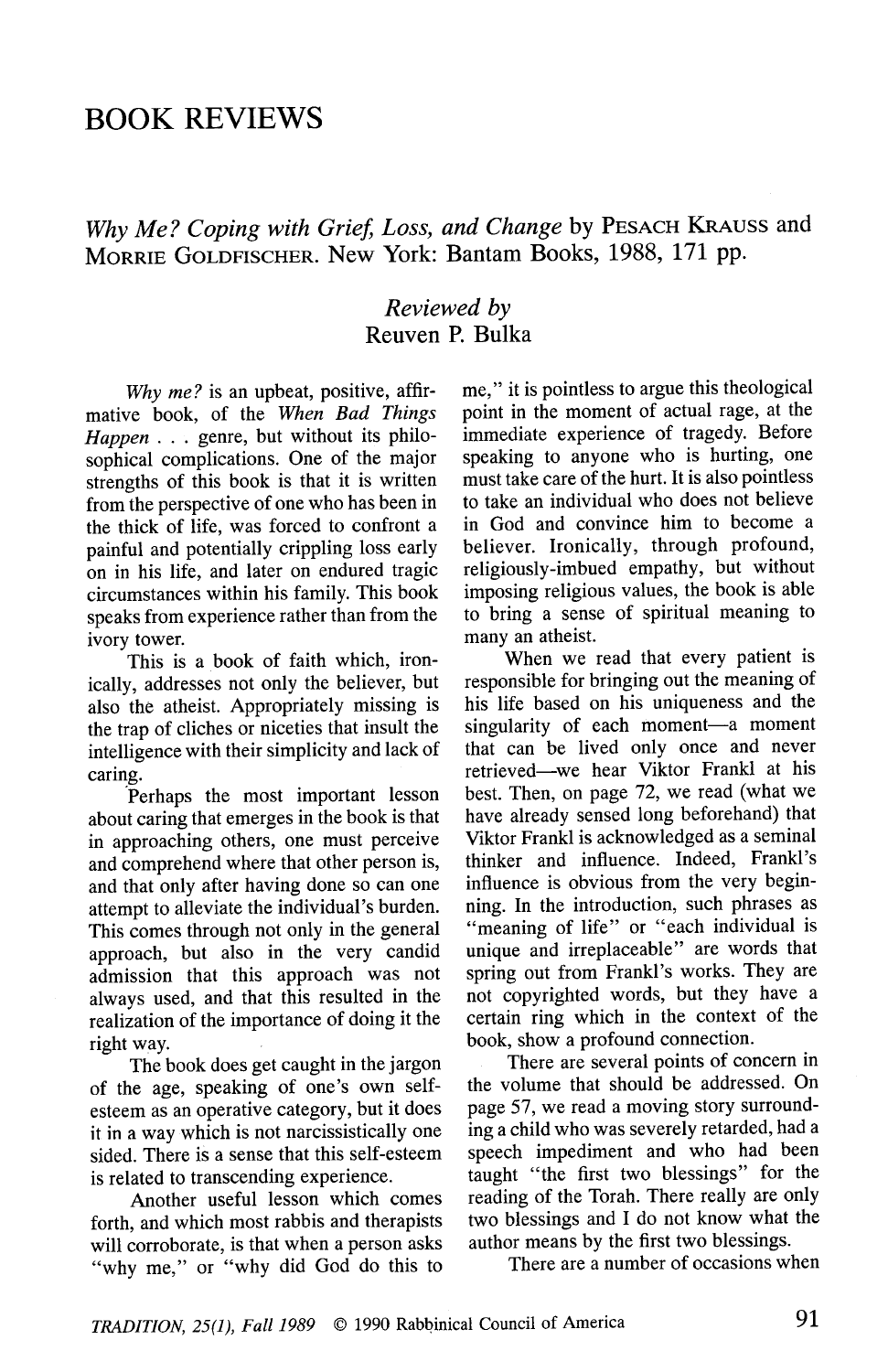# BOOK REVIEWS

*Why Me? Coping with Grief, Loss, and Change* by PESACH KRAUSS and MORRIE GOLDFISCHER. New York: Bantam Books, 1988, 171 pp.

*Reviewed by*
Reuven P. Bulka

*Why me?* is an upbeat, positive, affirmative book, of the *When Bad Things Happen . . .* genre, but without its philosophical complications. One of the major strengths of this book is that it is written from the perspective of one who has been in the thick of life, was forced to confront a painful and potentially crippling loss early on in his life, and later on endured tragic circumstances within his family. This book speaks from experience rather than from the ivory tower.

This is a book of faith which, ironically, addresses not only the believer, but also the atheist. Appropriately missing is the trap of cliches or niceties that insult the intelligence with their simplicity and lack of caring.

Perhaps the most important lesson about caring that emerges in the book is that in approaching others, one must perceive and comprehend where that other person is, and that only after having done so can one attempt to alleviate the individual's burden. This comes through not only in the general approach, but also in the very candid admission that this approach was not always used, and that this resulted in the realization of the importance of doing it the right way.

The book does get caught in the jargon of the age, speaking of one's own self-esteem as an operative category, but it does it in a way which is not narcissistically one sided. There is a sense that this self-esteem is related to transcending experience.

Another useful lesson which comes forth, and which most rabbis and therapists will corroborate, is that when a person asks "why me," or "why did God do this to me," it is pointless to argue this theological point in the moment of actual rage, at the immediate experience of tragedy. Before speaking to anyone who is hurting, one must take care of the hurt. It is also pointless to take an individual who does not believe in God and convince him to become a believer. Ironically, through profound, religiously-imbued empathy, but without imposing religious values, the book is able to bring a sense of spiritual meaning to many an atheist.

When we read that every patient is responsible for bringing out the meaning of his life based on his uniqueness and the singularity of each moment—a moment that can be lived only once and never retrieved—we hear Viktor Frankl at his best. Then, on page 72, we read (what we have already sensed long beforehand) that Viktor Frankl is acknowledged as a seminal thinker and influence. Indeed, Frankl's influence is obvious from the very beginning. In the introduction, such phrases as "meaning of life" or "each individual is unique and irreplaceable" are words that spring out from Frankl's works. They are not copyrighted words, but they have a certain ring which in the context of the book, show a profound connection.

There are several points of concern in the volume that should be addressed. On page 57, we read a moving story surrounding a child who was severely retarded, had a speech impediment and who had been taught "the first two blessings" for the reading of the Torah. There really are only two blessings and I do not know what the author means by the first two blessings.

There are a number of occasions when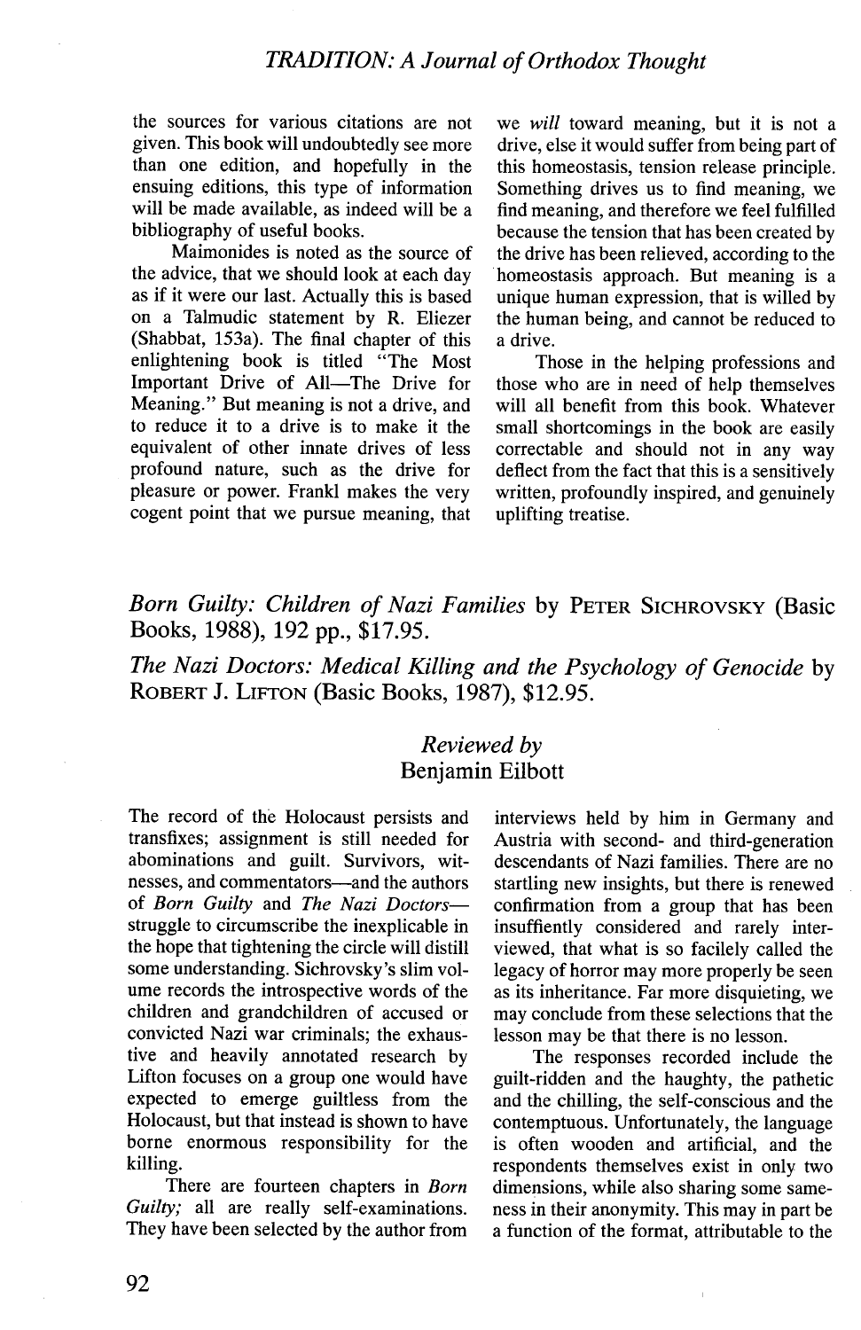the sources for various citations are not given. This book will undoubtedly see more than one edition, and hopefully in the ensuing editions, this type of information will be made available, as indeed will be a bibliography of useful books.

Maimonides is noted as the source of the advice, that we should look at each day as if it were our last. Actually this is based on a Talmudic statement by R. Eliezer (Shabbat, 153a). The final chapter of this enlightening book is titled "The Most Important Drive of All—The Drive for Meaning." But meaning is not a drive, and to reduce it to a drive is to make it the equivalent of other innate drives of less profound nature, such as the drive for pleasure or power. Frankl makes the very cogent point that we pursue meaning, that we *will* toward meaning, but it is not a drive, else it would suffer from being part of this homeostasis, tension release principle. Something drives us to find meaning, we find meaning, and therefore we feel fulfilled because the tension that has been created by the drive has been relieved, according to the homeostasis approach. But meaning is a unique human expression, that is willed by the human being, and cannot be reduced to a drive.

Those in the helping professions and those who are in need of help themselves will all benefit from this book. Whatever small shortcomings in the book are easily correctable and should not in any way deflect from the fact that this is a sensitively written, profoundly inspired, and genuinely uplifting treatise.

## *Born Guilty: Children of Nazi Families* by PETER SICHROVSKY (Basic Books, 1988), 192 pp., $17.95.

## *The Nazi Doctors: Medical Killing and the Psychology of Genocide* by ROBERT J. LIFTON (Basic Books, 1987), $12.95.

### *Reviewed by* Benjamin Eilbott

The record of the Holocaust persists and transfixes; assignment is still needed for abominations and guilt. Survivors, witnesses, and commentators—and the authors of *Born Guilty* and *The Nazi Doctors*—struggle to circumscribe the inexplicable in the hope that tightening the circle will distill some understanding. Sichrovsky's slim volume records the introspective words of the children and grandchildren of accused or convicted Nazi war criminals; the exhaustive and heavily annotated research by Lifton focuses on a group one would have expected to emerge guiltless from the Holocaust, but that instead is shown to have borne enormous responsibility for the killing.

There are fourteen chapters in *Born Guilty;* all are really self-examinations. They have been selected by the author from interviews held by him in Germany and Austria with second- and third-generation descendants of Nazi families. There are no startling new insights, but there is renewed confirmation from a group that has been insuffiently considered and rarely interviewed, that what is so facilely called the legacy of horror may more properly be seen as its inheritance. Far more disquieting, we may conclude from these selections that the lesson may be that there is no lesson.

The responses recorded include the guilt-ridden and the haughty, the pathetic and the chilling, the self-conscious and the contemptuous. Unfortunately, the language is often wooden and artificial, and the respondents themselves exist in only two dimensions, while also sharing some sameness in their anonymity. This may in part be a function of the format, attributable to the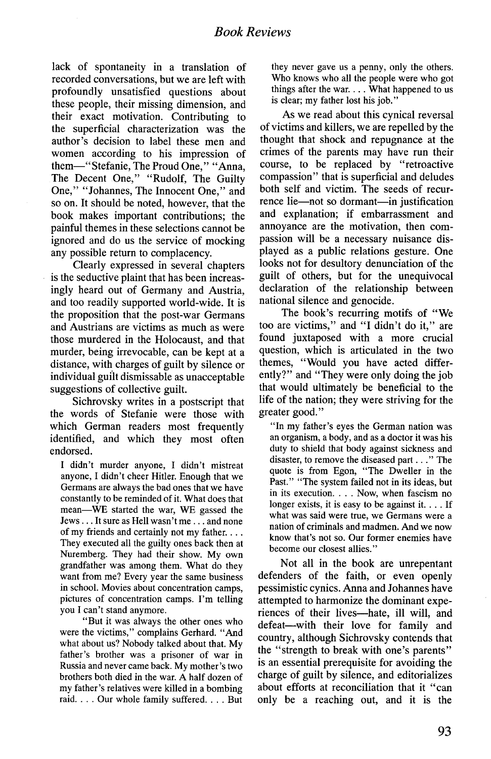lack of spontaneity in a translation of recorded conversations, but we are left with profoundly unsatisfied questions about these people, their missing dimension, and their exact motivation. Contributing to the superficial characterization was the author's decision to label these men and women according to his impression of them—"Stefanie, The Proud One," "Anna, The Decent One," "Rudolf, The Guilty One," "Johannes, The Innocent One," and so on. It should be noted, however, that the book makes important contributions; the painful themes in these selections cannot be ignored and do us the service of mocking any possible return to complacency.

Clearly expressed in several chapters is the seductive plaint that has been increasingly heard out of Germany and Austria, and too readily supported world-wide. It is the proposition that the post-war Germans and Austrians are victims as much as were those murdered in the Holocaust, and that murder, being irrevocable, can be kept at a distance, with charges of guilt by silence or individual guilt dismissable as unacceptable suggestions of collective guilt.

Sichrovsky writes in a postscript that the words of Stefanie were those with which German readers most frequently identified, and which they most often endorsed.

> I didn't murder anyone, I didn't mistreat anyone, I didn't cheer Hitler. Enough that we Germans are always the bad ones that we have constantly to be reminded of it. What does that mean—WE started the war, WE gassed the Jews . . . It sure as Hell wasn't me . . . and none of my friends and certainly not my father. . . . They executed all the guilty ones back then at Nuremberg. They had their show. My own grandfather was among them. What do they want from me? Every year the same business in school. Movies about concentration camps, pictures of concentration camps. I'm telling you I can't stand anymore.
>
> "But it was always the other ones who were the victims," complains Gerhard. "And what about us? Nobody talked about that. My father's brother was a prisoner of war in Russia and never came back. My mother's two brothers both died in the war. A half dozen of my father's relatives were killed in a bombing raid. . . . Our whole family suffered. . . . But they never gave us a penny, only the others. Who knows who all the people were who got things after the war. . . . What happened to us is clear; my father lost his job."

As we read about this cynical reversal of victims and killers, we are repelled by the thought that shock and repugnance at the crimes of the parents may have run their course, to be replaced by "retroactive compassion" that is superficial and deludes both self and victim. The seeds of recurrence lie—not so dormant—in justification and explanation; if embarrassment and annoyance are the motivation, then compassion will be a necessary nuisance displayed as a public relations gesture. One looks not for desultory denunciation of the guilt of others, but for the unequivocal declaration of the relationship between national silence and genocide.

The book's recurring motifs of "We too are victims," and "I didn't do it," are found juxtaposed with a more crucial question, which is articulated in the two themes, "Would you have acted differently?" and "They were only doing the job that would ultimately be beneficial to the life of the nation; they were striving for the greater good."

> "In my father's eyes the German nation was an organism, a body, and as a doctor it was his duty to shield that body against sickness and disaster, to remove the diseased part . . ." The quote is from Egon, "The Dweller in the Past." "The system failed not in its ideas, but in its execution. . . . Now, when fascism no longer exists, it is easy to be against it. . . . If what was said were true, we Germans were a nation of criminals and madmen. And we now know that's not so. Our former enemies have become our closest allies."

Not all in the book are unrepentant defenders of the faith, or even openly pessimistic cynics. Anna and Johannes have attempted to harmonize the dominant experiences of their lives—hate, ill will, and defeat—with their love for family and country, although Sichrovsky contends that the "strength to break with one's parents" is an essential prerequisite for avoiding the charge of guilt by silence, and editorializes about efforts at reconciliation that it "can only be a reaching out, and it is the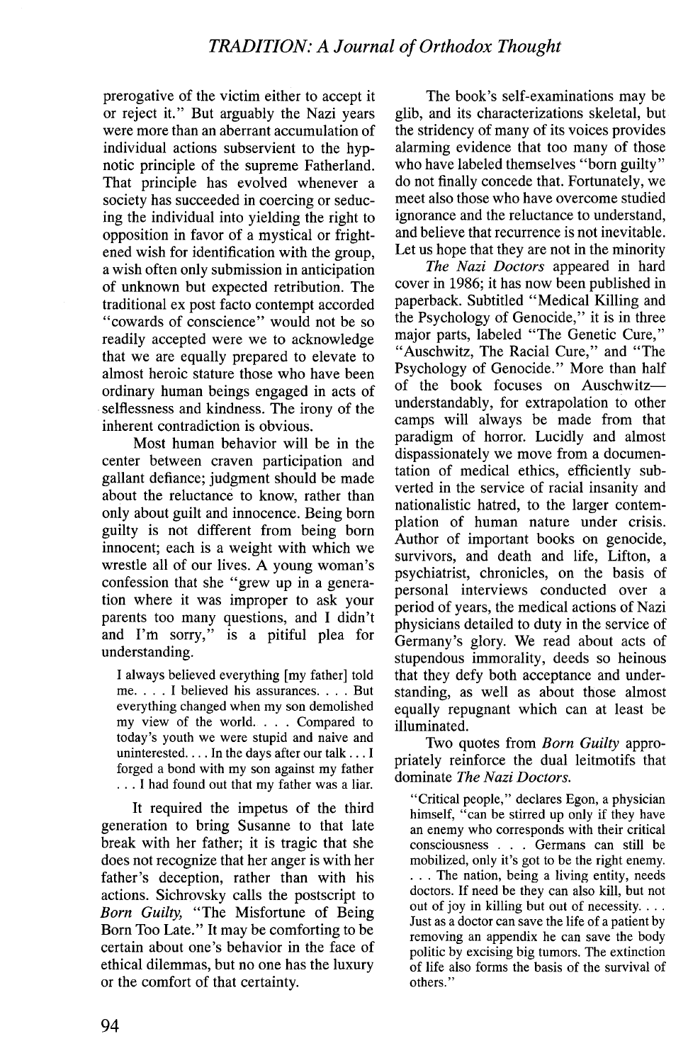prerogative of the victim either to accept it or reject it." But arguably the Nazi years were more than an aberrant accumulation of individual actions subservient to the hypnotic principle of the supreme Fatherland. That principle has evolved whenever a society has succeeded in coercing or seducing the individual into yielding the right to opposition in favor of a mystical or frightened wish for identification with the group, a wish often only submission in anticipation of unknown but expected retribution. The traditional ex post facto contempt accorded "cowards of conscience" would not be so readily accepted were we to acknowledge that we are equally prepared to elevate to almost heroic stature those who have been ordinary human beings engaged in acts of selflessness and kindness. The irony of the inherent contradiction is obvious.

Most human behavior will be in the center between craven participation and gallant defiance; judgment should be made about the reluctance to know, rather than only about guilt and innocence. Being born guilty is not different from being born innocent; each is a weight with which we wrestle all of our lives. A young woman's confession that she "grew up in a generation where it was improper to ask your parents too many questions, and I didn't and I'm sorry," is a pitiful plea for understanding.

> I always believed everything [my father] told me. . . . I believed his assurances. . . . But everything changed when my son demolished my view of the world. . . . Compared to today's youth we were stupid and naive and uninterested. . . . In the days after our talk . . . I forged a bond with my son against my father . . . I had found out that my father was a liar.

It required the impetus of the third generation to bring Susanne to that late break with her father; it is tragic that she does not recognize that her anger is with her father's deception, rather than with his actions. Sichrovsky calls the postscript to *Born Guilty,* "The Misfortune of Being Born Too Late." It may be comforting to be certain about one's behavior in the face of ethical dilemmas, but no one has the luxury or the comfort of that certainty.

The book's self-examinations may be glib, and its characterizations skeletal, but the stridency of many of its voices provides alarming evidence that too many of those who have labeled themselves "born guilty" do not finally concede that. Fortunately, we meet also those who have overcome studied ignorance and the reluctance to understand, and believe that recurrence is not inevitable. Let us hope that they are not in the minority

*The Nazi Doctors* appeared in hard cover in 1986; it has now been published in paperback. Subtitled "Medical Killing and the Psychology of Genocide," it is in three major parts, labeled "The Genetic Cure," "Auschwitz, The Racial Cure," and "The Psychology of Genocide." More than half of the book focuses on Auschwitz—understandably, for extrapolation to other camps will always be made from that paradigm of horror. Lucidly and almost dispassionately we move from a documentation of medical ethics, efficiently subverted in the service of racial insanity and nationalistic hatred, to the larger contemplation of human nature under crisis. Author of important books on genocide, survivors, and death and life, Lifton, a psychiatrist, chronicles, on the basis of personal interviews conducted over a period of years, the medical actions of Nazi physicians detailed to duty in the service of Germany's glory. We read about acts of stupendous immorality, deeds so heinous that they defy both acceptance and understanding, as well as about those almost equally repugnant which can at least be illuminated.

Two quotes from *Born Guilty* appropriately reinforce the dual leitmotifs that dominate *The Nazi Doctors.*

> "Critical people," declares Egon, a physician himself, "can be stirred up only if they have an enemy who corresponds with their critical consciousness . . . Germans can still be mobilized, only it's got to be the right enemy. . . . The nation, being a living entity, needs doctors. If need be they can also kill, but not out of joy in killing but out of necessity. . . . Just as a doctor can save the life of a patient by removing an appendix he can save the body politic by excising big tumors. The extinction of life also forms the basis of the survival of others."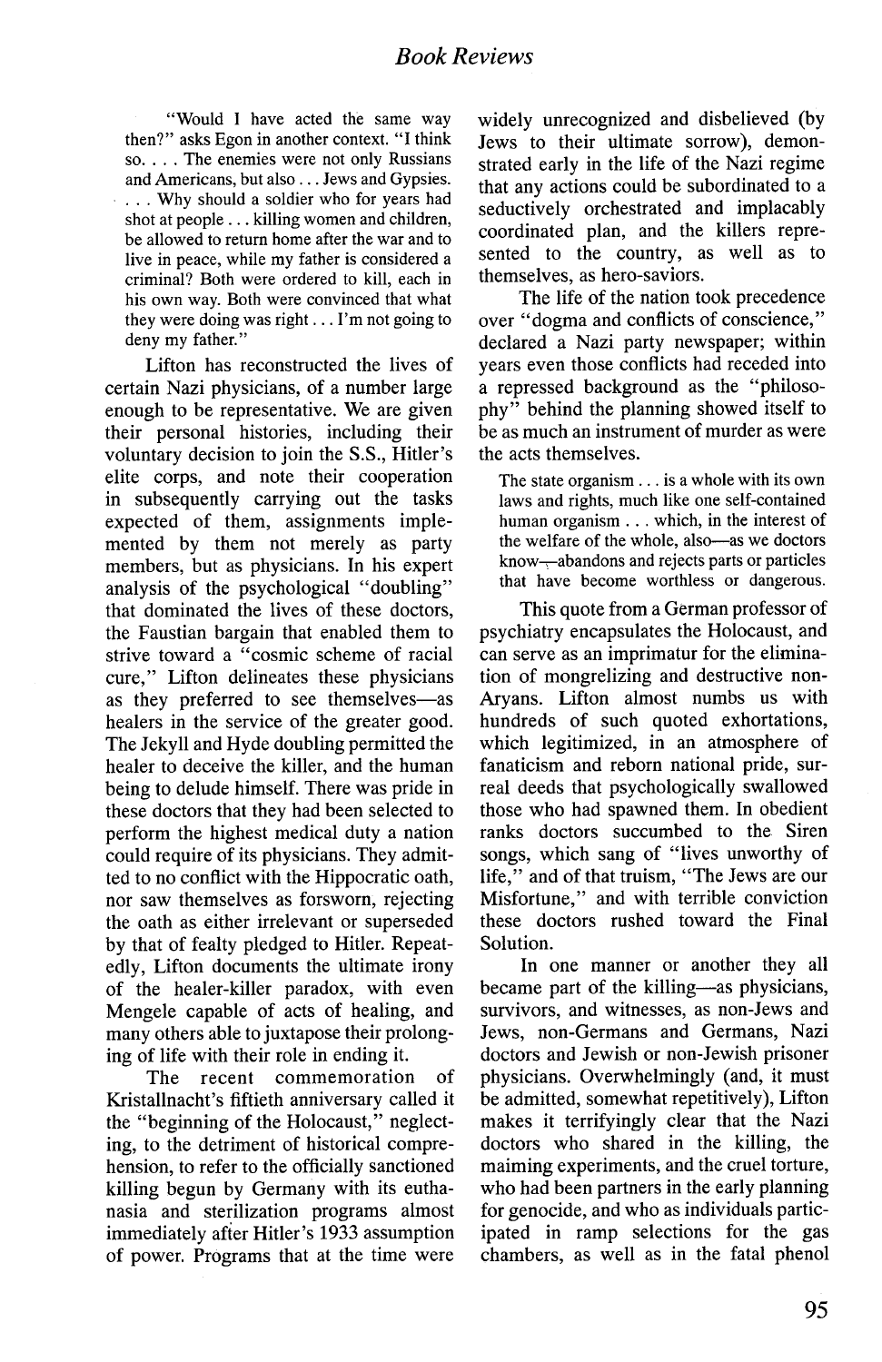> "Would I have acted the same way then?" asks Egon in another context. "I think so. . . . The enemies were not only Russians and Americans, but also . . . Jews and Gypsies. . . . Why should a soldier who for years had shot at people . . . killing women and children, be allowed to return home after the war and to live in peace, while my father is considered a criminal? Both were ordered to kill, each in his own way. Both were convinced that what they were doing was right . . . I'm not going to deny my father."

Lifton has reconstructed the lives of certain Nazi physicians, of a number large enough to be representative. We are given their personal histories, including their voluntary decision to join the S.S., Hitler's elite corps, and note their cooperation in subsequently carrying out the tasks expected of them, assignments implemented by them not merely as party members, but as physicians. In his expert analysis of the psychological "doubling" that dominated the lives of these doctors, the Faustian bargain that enabled them to strive toward a "cosmic scheme of racial cure," Lifton delineates these physicians as they preferred to see themselves—as healers in the service of the greater good. The Jekyll and Hyde doubling permitted the healer to deceive the killer, and the human being to delude himself. There was pride in these doctors that they had been selected to perform the highest medical duty a nation could require of its physicians. They admitted to no conflict with the Hippocratic oath, nor saw themselves as forsworn, rejecting the oath as either irrelevant or superseded by that of fealty pledged to Hitler. Repeatedly, Lifton documents the ultimate irony of the healer-killer paradox, with even Mengele capable of acts of healing, and many others able to juxtapose their prolonging of life with their role in ending it.

The recent commemoration of Kristallnacht's fiftieth anniversary called it the "beginning of the Holocaust," neglecting, to the detriment of historical comprehension, to refer to the officially sanctioned killing begun by Germany with its euthanasia and sterilization programs almost immediately after Hitler's 1933 assumption of power. Programs that at the time were widely unrecognized and disbelieved (by Jews to their ultimate sorrow), demonstrated early in the life of the Nazi regime that any actions could be subordinated to a seductively orchestrated and implacably coordinated plan, and the killers represented to the country, as well as to themselves, as hero-saviors.

The life of the nation took precedence over "dogma and conflicts of conscience," declared a Nazi party newspaper; within years even those conflicts had receded into a repressed background as the "philosophy" behind the planning showed itself to be as much an instrument of murder as were the acts themselves.

> The state organism . . . is a whole with its own laws and rights, much like one self-contained human organism . . . which, in the interest of the welfare of the whole, also—as we doctors know—abandons and rejects parts or particles that have become worthless or dangerous.

This quote from a German professor of psychiatry encapsulates the Holocaust, and can serve as an imprimatur for the elimination of mongrelizing and destructive non-Aryans. Lifton almost numbs us with hundreds of such quoted exhortations, which legitimized, in an atmosphere of fanaticism and reborn national pride, surreal deeds that psychologically swallowed those who had spawned them. In obedient ranks doctors succumbed to the Siren songs, which sang of "lives unworthy of life," and of that truism, "The Jews are our Misfortune," and with terrible conviction these doctors rushed toward the Final Solution.

In one manner or another they all became part of the killing—as physicians, survivors, and witnesses, as non-Jews and Jews, non-Germans and Germans, Nazi doctors and Jewish or non-Jewish prisoner physicians. Overwhelmingly (and, it must be admitted, somewhat repetitively), Lifton makes it terrifyingly clear that the Nazi doctors who shared in the killing, the maiming experiments, and the cruel torture, who had been partners in the early planning for genocide, and who as individuals participated in ramp selections for the gas chambers, as well as in the fatal phenol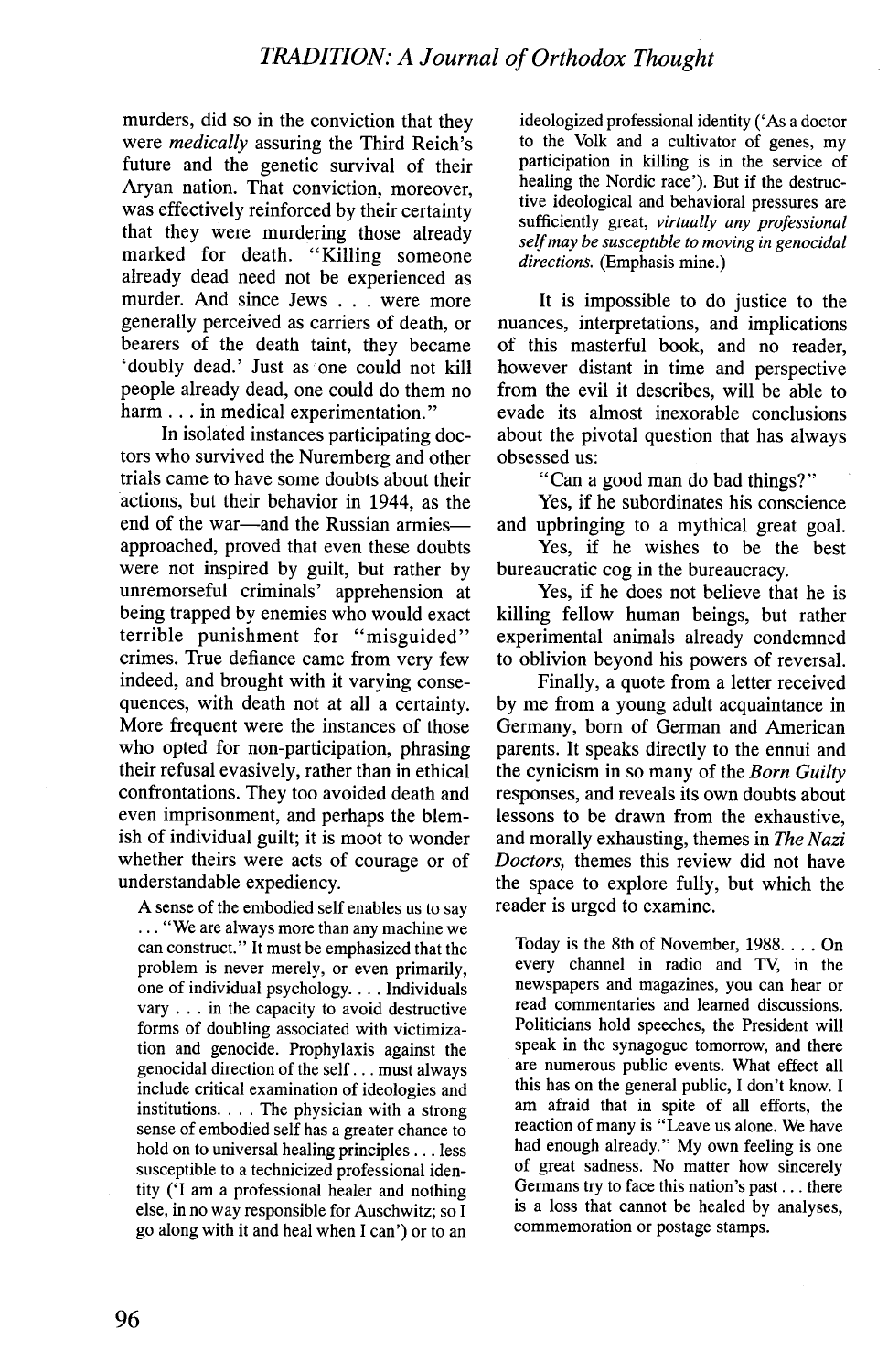murders, did so in the conviction that they were *medically* assuring the Third Reich's future and the genetic survival of their Aryan nation. That conviction, moreover, was effectively reinforced by their certainty that they were murdering those already marked for death. "Killing someone already dead need not be experienced as murder. And since Jews . . . were more generally perceived as carriers of death, or bearers of the death taint, they became 'doubly dead.' Just as one could not kill people already dead, one could do them no harm . . . in medical experimentation."

In isolated instances participating doctors who survived the Nuremberg and other trials came to have some doubts about their actions, but their behavior in 1944, as the end of the war—and the Russian armies—approached, proved that even these doubts were not inspired by guilt, but rather by unremorseful criminals' apprehension at being trapped by enemies who would exact terrible punishment for "misguided" crimes. True defiance came from very few indeed, and brought with it varying consequences, with death not at all a certainty. More frequent were the instances of those who opted for non-participation, phrasing their refusal evasively, rather than in ethical confrontations. They too avoided death and even imprisonment, and perhaps the blemish of individual guilt; it is moot to wonder whether theirs were acts of courage or of understandable expediency.

> A sense of the embodied self enables us to say . . . "We are always more than any machine we can construct." It must be emphasized that the problem is never merely, or even primarily, one of individual psychology. . . . Individuals vary . . . in the capacity to avoid destructive forms of doubling associated with victimization and genocide. Prophylaxis against the genocidal direction of the self . . . must always include critical examination of ideologies and institutions. . . . The physician with a strong sense of embodied self has a greater chance to hold on to universal healing principles . . . less susceptible to a technicized professional identity ('I am a professional healer and nothing else, in no way responsible for Auschwitz; so I go along with it and heal when I can') or to an ideologized professional identity ('As a doctor to the Volk and a cultivator of genes, my participation in killing is in the service of healing the Nordic race'). But if the destructive ideological and behavioral pressures are sufficiently great, *virtually any professional self may be susceptible to moving in genocidal directions.* (Emphasis mine.)

It is impossible to do justice to the nuances, interpretations, and implications of this masterful book, and no reader, however distant in time and perspective from the evil it describes, will be able to evade its almost inexorable conclusions about the pivotal question that has always obsessed us:

"Can a good man do bad things?"

Yes, if he subordinates his conscience and upbringing to a mythical great goal.

Yes, if he wishes to be the best bureaucratic cog in the bureaucracy.

Yes, if he does not believe that he is killing fellow human beings, but rather experimental animals already condemned to oblivion beyond his powers of reversal.

Finally, a quote from a letter received by me from a young adult acquaintance in Germany, born of German and American parents. It speaks directly to the ennui and the cynicism in so many of the *Born Guilty* responses, and reveals its own doubts about lessons to be drawn from the exhaustive, and morally exhausting, themes in *The Nazi Doctors,* themes this review did not have the space to explore fully, but which the reader is urged to examine.

> Today is the 8th of November, 1988. . . . On every channel in radio and TV, in the newspapers and magazines, you can hear or read commentaries and learned discussions. Politicians hold speeches, the President will speak in the synagogue tomorrow, and there are numerous public events. What effect all this has on the general public, I don't know. I am afraid that in spite of all efforts, the reaction of many is "Leave us alone. We have had enough already." My own feeling is one of great sadness. No matter how sincerely Germans try to face this nation's past . . . there is a loss that cannot be healed by analyses, commemoration or postage stamps.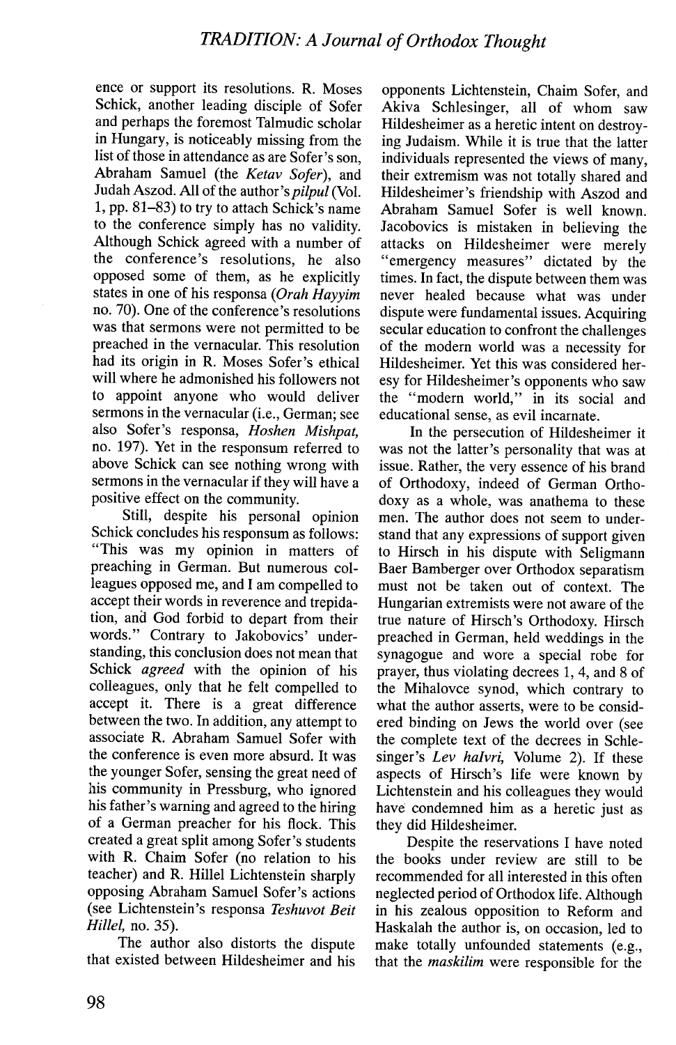ence or support its resolutions. R. Moses Schick, another leading disciple of Sofer and perhaps the foremost Talmudic scholar in Hungary, is noticeably missing from the list of those in attendance as are Sofer's son, Abraham Samuel (the *Ketav Sofer*), and Judah Aszod. All of the author's *pilpul* (Vol. 1, pp. 81–83) to try to attach Schick's name to the conference simply has no validity. Although Schick agreed with a number of the conference's resolutions, he also opposed some of them, as he explicitly states in one of his responsa (*Orah Hayyim* no. 70). One of the conference's resolutions was that sermons were not permitted to be preached in the vernacular. This resolution had its origin in R. Moses Sofer's ethical will where he admonished his followers not to appoint anyone who would deliver sermons in the vernacular (i.e., German; see also Sofer's responsa, *Hoshen Mishpat*, no. 197). Yet in the responsum referred to above Schick can see nothing wrong with sermons in the vernacular if they will have a positive effect on the community.

Still, despite his personal opinion Schick concludes his responsum as follows: "This was my opinion in matters of preaching in German. But numerous colleagues opposed me, and I am compelled to accept their words in reverence and trepidation, and God forbid to depart from their words." Contrary to Jakobovics' understanding, this conclusion does not mean that Schick *agreed* with the opinion of his colleagues, only that he felt compelled to accept it. There is a great difference between the two. In addition, any attempt to associate R. Abraham Samuel Sofer with the conference is even more absurd. It was the younger Sofer, sensing the great need of his community in Pressburg, who ignored his father's warning and agreed to the hiring of a German preacher for his flock. This created a great split among Sofer's students with R. Chaim Sofer (no relation to his teacher) and R. Hillel Lichtenstein sharply opposing Abraham Samuel Sofer's actions (see Lichtenstein's responsa *Teshuvot Beit Hillel*, no. 35).

The author also distorts the dispute that existed between Hildesheimer and his opponents Lichtenstein, Chaim Sofer, and Akiva Schlesinger, all of whom saw Hildesheimer as a heretic intent on destroying Judaism. While it is true that the latter individuals represented the views of many, their extremism was not totally shared and Hildesheimer's friendship with Aszod and Abraham Samuel Sofer is well known. Jacobovics is mistaken in believing the attacks on Hildesheimer were merely "emergency measures" dictated by the times. In fact, the dispute between them was never healed because what was under dispute were fundamental issues. Acquiring secular education to confront the challenges of the modern world was a necessity for Hildesheimer. Yet this was considered heresy for Hildesheimer's opponents who saw the "modern world," in its social and educational sense, as evil incarnate.

In the persecution of Hildesheimer it was not the latter's personality that was at issue. Rather, the very essence of his brand of Orthodoxy, indeed of German Orthodoxy as a whole, was anathema to these men. The author does not seem to understand that any expressions of support given to Hirsch in his dispute with Seligmann Baer Bamberger over Orthodox separatism must not be taken out of context. The Hungarian extremists were not aware of the true nature of Hirsch's Orthodoxy. Hirsch preached in German, held weddings in the synagogue and wore a special robe for prayer, thus violating decrees 1, 4, and 8 of the Mihalovce synod, which contrary to what the author asserts, were to be considered binding on Jews the world over (see the complete text of the decrees in Schlesinger's *Lev haIvri*, Volume 2). If these aspects of Hirsch's life were known by Lichtenstein and his colleagues they would have condemned him as a heretic just as they did Hildesheimer.

Despite the reservations I have noted the books under review are still to be recommended for all interested in this often neglected period of Orthodox life. Although in his zealous opposition to Reform and Haskalah the author is, on occasion, led to make totally unfounded statements (e.g., that the *maskilim* were responsible for the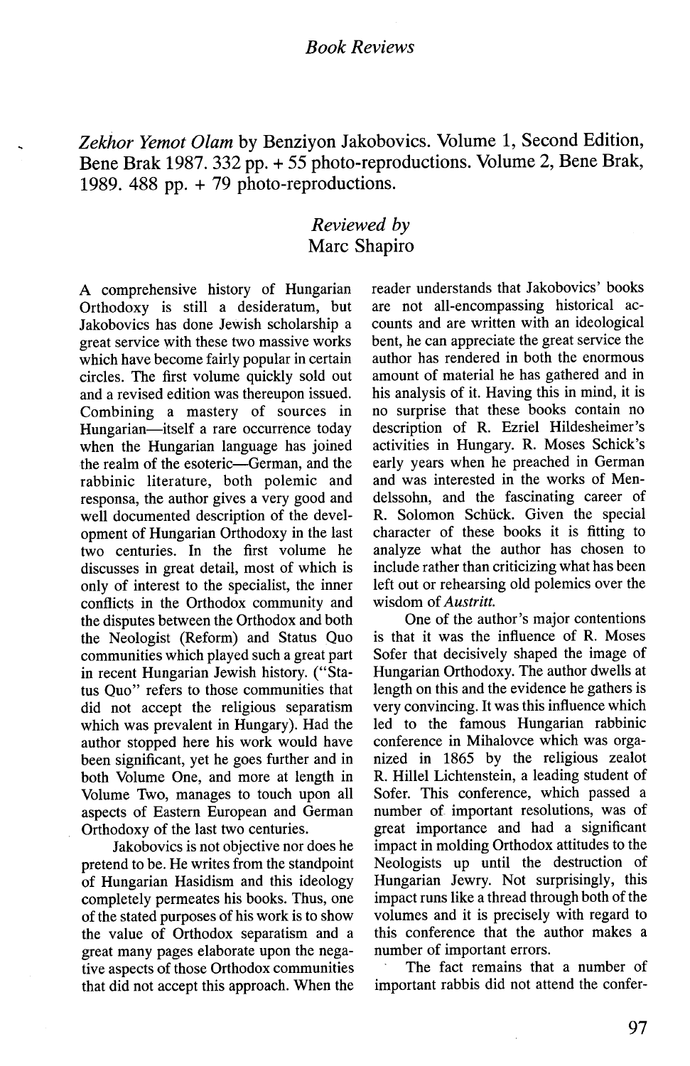*Zekhor Yemot Olam* by Benziyon Jakobovics. Volume 1, Second Edition, Bene Brak 1987. 332 pp. + 55 photo-reproductions. Volume 2, Bene Brak, 1989. 488 pp. + 79 photo-reproductions.

*Reviewed by*
Marc Shapiro

A comprehensive history of Hungarian Orthodoxy is still a desideratum, but Jakobovics has done Jewish scholarship a great service with these two massive works which have become fairly popular in certain circles. The first volume quickly sold out and a revised edition was thereupon issued. Combining a mastery of sources in Hungarian—itself a rare occurrence today when the Hungarian language has joined the realm of the esoteric—German, and the rabbinic literature, both polemic and responsa, the author gives a very good and well documented description of the development of Hungarian Orthodoxy in the last two centuries. In the first volume he discusses in great detail, most of which is only of interest to the specialist, the inner conflicts in the Orthodox community and the disputes between the Orthodox and both the Neologist (Reform) and Status Quo communities which played such a great part in recent Hungarian Jewish history. ("Status Quo" refers to those communities that did not accept the religious separatism which was prevalent in Hungary). Had the author stopped here his work would have been significant, yet he goes further and in both Volume One, and more at length in Volume Two, manages to touch upon all aspects of Eastern European and German Orthodoxy of the last two centuries.

Jakobovics is not objective nor does he pretend to be. He writes from the standpoint of Hungarian Hasidism and this ideology completely permeates his books. Thus, one of the stated purposes of his work is to show the value of Orthodox separatism and a great many pages elaborate upon the negative aspects of those Orthodox communities that did not accept this approach. When the reader understands that Jakobovics' books are not all-encompassing historical accounts and are written with an ideological bent, he can appreciate the great service the author has rendered in both the enormous amount of material he has gathered and in his analysis of it. Having this in mind, it is no surprise that these books contain no description of R. Ezriel Hildesheimer's activities in Hungary. R. Moses Schick's early years when he preached in German and was interested in the works of Mendelssohn, and the fascinating career of R. Solomon Schück. Given the special character of these books it is fitting to analyze what the author has chosen to include rather than criticizing what has been left out or rehearsing old polemics over the wisdom of *Austritt.*

One of the author's major contentions is that it was the influence of R. Moses Sofer that decisively shaped the image of Hungarian Orthodoxy. The author dwells at length on this and the evidence he gathers is very convincing. It was this influence which led to the famous Hungarian rabbinic conference in Mihalovce which was organized in 1865 by the religious zealot R. Hillel Lichtenstein, a leading student of Sofer. This conference, which passed a number of important resolutions, was of great importance and had a significant impact in molding Orthodox attitudes to the Neologists up until the destruction of Hungarian Jewry. Not surprisingly, this impact runs like a thread through both of the volumes and it is precisely with regard to this conference that the author makes a number of important errors.

The fact remains that a number of important rabbis did not attend the confer-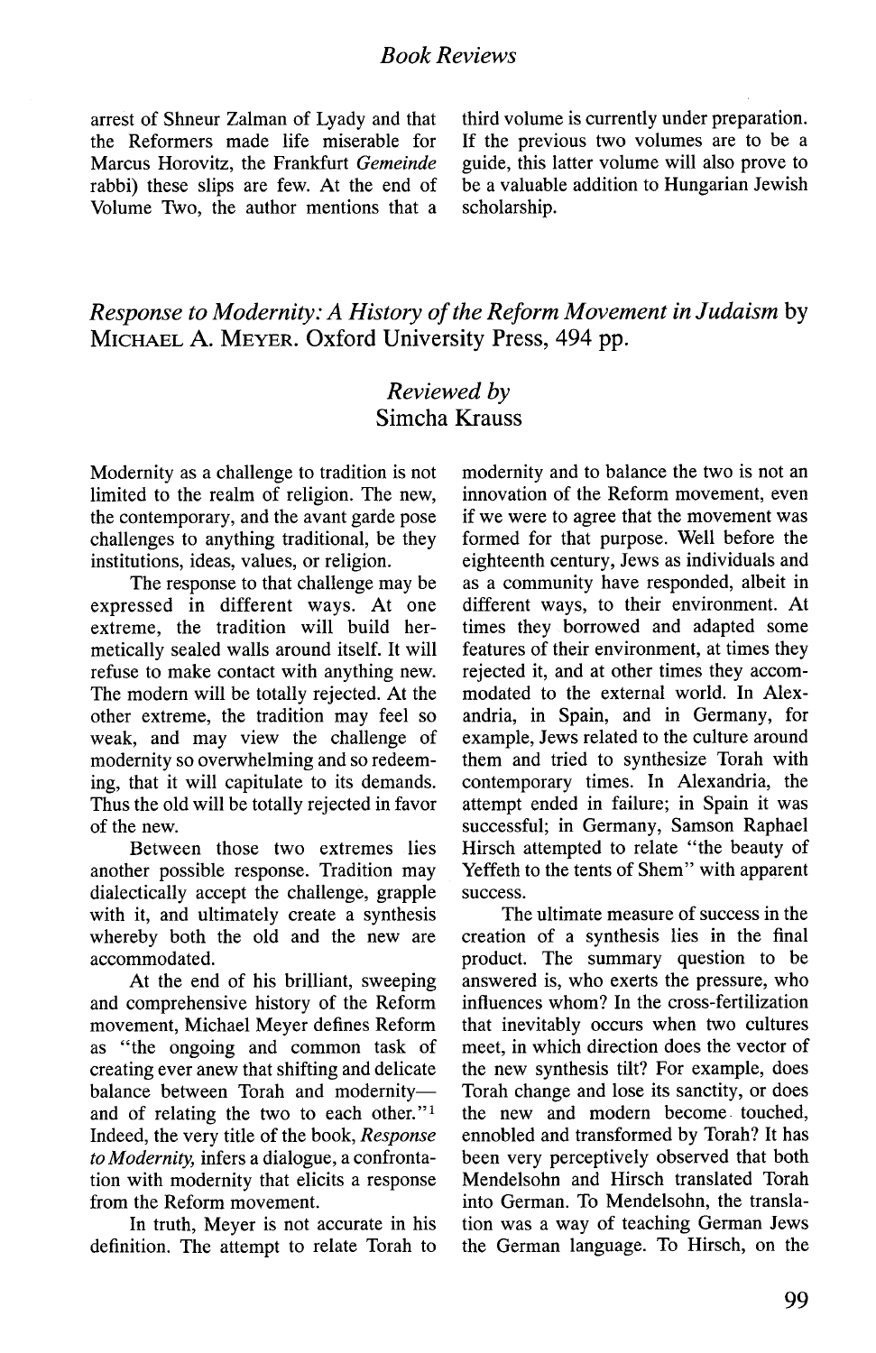arrest of Shneur Zalman of Lyady and that the Reformers made life miserable for Marcus Horovitz, the Frankfurt *Gemeinde* rabbi) these slips are few. At the end of Volume Two, the author mentions that a third volume is currently under preparation. If the previous two volumes are to be a guide, this latter volume will also prove to be a valuable addition to Hungarian Jewish scholarship.

## *Response to Modernity: A History of the Reform Movement in Judaism* by MICHAEL A. MEYER. Oxford University Press, 494 pp.

### *Reviewed by* Simcha Krauss

Modernity as a challenge to tradition is not limited to the realm of religion. The new, the contemporary, and the avant garde pose challenges to anything traditional, be they institutions, ideas, values, or religion.

The response to that challenge may be expressed in different ways. At one extreme, the tradition will build hermetically sealed walls around itself. It will refuse to make contact with anything new. The modern will be totally rejected. At the other extreme, the tradition may feel so weak, and may view the challenge of modernity so overwhelming and so redeeming, that it will capitulate to its demands. Thus the old will be totally rejected in favor of the new.

Between those two extremes lies another possible response. Tradition may dialectically accept the challenge, grapple with it, and ultimately create a synthesis whereby both the old and the new are accommodated.

At the end of his brilliant, sweeping and comprehensive history of the Reform movement, Michael Meyer defines Reform as "the ongoing and common task of creating ever anew that shifting and delicate balance between Torah and modernity—and of relating the two to each other."[1] Indeed, the very title of the book, *Response to Modernity,* infers a dialogue, a confrontation with modernity that elicits a response from the Reform movement.

In truth, Meyer is not accurate in his definition. The attempt to relate Torah to modernity and to balance the two is not an innovation of the Reform movement, even if we were to agree that the movement was formed for that purpose. Well before the eighteenth century, Jews as individuals and as a community have responded, albeit in different ways, to their environment. At times they borrowed and adapted some features of their environment, at times they rejected it, and at other times they accommodated to the external world. In Alexandria, in Spain, and in Germany, for example, Jews related to the culture around them and tried to synthesize Torah with contemporary times. In Alexandria, the attempt ended in failure; in Spain it was successful; in Germany, Samson Raphael Hirsch attempted to relate "the beauty of Yeffeth to the tents of Shem" with apparent success.

The ultimate measure of success in the creation of a synthesis lies in the final product. The summary question to be answered is, who exerts the pressure, who influences whom? In the cross-fertilization that inevitably occurs when two cultures meet, in which direction does the vector of the new synthesis tilt? For example, does Torah change and lose its sanctity, or does the new and modern become touched, ennobled and transformed by Torah? It has been very perceptively observed that both Mendelsohn and Hirsch translated Torah into German. To Mendelsohn, the translation was a way of teaching German Jews the German language. To Hirsch, on the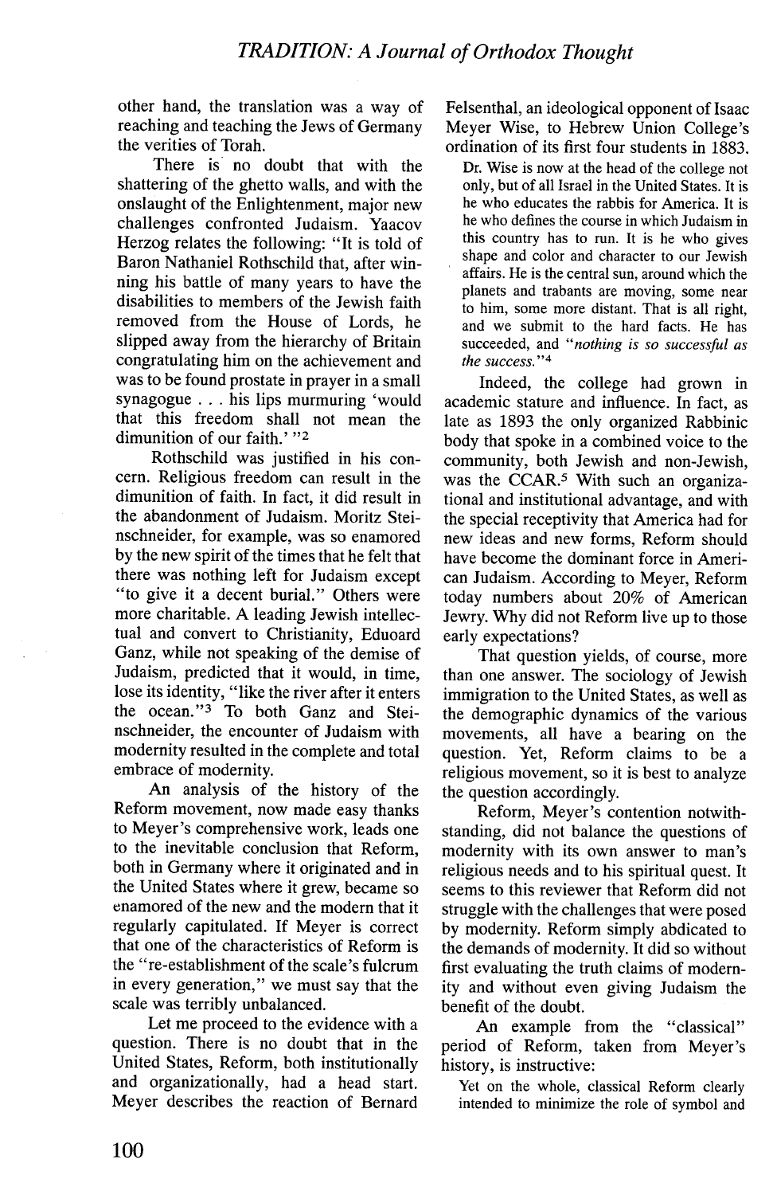other hand, the translation was a way of reaching and teaching the Jews of Germany the verities of Torah.

There is no doubt that with the shattering of the ghetto walls, and with the onslaught of the Enlightenment, major new challenges confronted Judaism. Yaacov Herzog relates the following: "It is told of Baron Nathaniel Rothschild that, after winning his battle of many years to have the disabilities to members of the Jewish faith removed from the House of Lords, he slipped away from the hierarchy of Britain congratulating him on the achievement and was to be found prostate in prayer in a small synagogue . . . his lips murmuring 'would that this freedom shall not mean the dimunition of our faith.' "[2]

Rothschild was justified in his concern. Religious freedom can result in the dimunition of faith. In fact, it did result in the abandonment of Judaism. Moritz Steinschneider, for example, was so enamored by the new spirit of the times that he felt that there was nothing left for Judaism except "to give it a decent burial." Others were more charitable. A leading Jewish intellectual and convert to Christianity, Eduoard Ganz, while not speaking of the demise of Judaism, predicted that it would, in time, lose its identity, "like the river after it enters the ocean."[3] To both Ganz and Steinschneider, the encounter of Judaism with modernity resulted in the complete and total embrace of modernity.

An analysis of the history of the Reform movement, now made easy thanks to Meyer's comprehensive work, leads one to the inevitable conclusion that Reform, both in Germany where it originated and in the United States where it grew, became so enamored of the new and the modern that it regularly capitulated. If Meyer is correct that one of the characteristics of Reform is the "re-establishment of the scale's fulcrum in every generation," we must say that the scale was terribly unbalanced.

Let me proceed to the evidence with a question. There is no doubt that in the United States, Reform, both institutionally and organizationally, had a head start. Meyer describes the reaction of Bernard Felsenthal, an ideological opponent of Isaac Meyer Wise, to Hebrew Union College's ordination of its first four students in 1883.

> Dr. Wise is now at the head of the college not only, but of all Israel in the United States. It is he who educates the rabbis for America. It is he who defines the course in which Judaism in this country has to run. It is he who gives shape and color and character to our Jewish affairs. He is the central sun, around which the planets and trabants are moving, some near to him, some more distant. That is all right, and we submit to the hard facts. He has succeeded, and *"nothing is so successful as the success."*[4]

Indeed, the college had grown in academic stature and influence. In fact, as late as 1893 the only organized Rabbinic body that spoke in a combined voice to the community, both Jewish and non-Jewish, was the CCAR.[5] With such an organizational and institutional advantage, and with the special receptivity that America had for new ideas and new forms, Reform should have become the dominant force in American Judaism. According to Meyer, Reform today numbers about 20% of American Jewry. Why did not Reform live up to those early expectations?

That question yields, of course, more than one answer. The sociology of Jewish immigration to the United States, as well as the demographic dynamics of the various movements, all have a bearing on the question. Yet, Reform claims to be a religious movement, so it is best to analyze the question accordingly.

Reform, Meyer's contention notwithstanding, did not balance the questions of modernity with its own answer to man's religious needs and to his spiritual quest. It seems to this reviewer that Reform did not struggle with the challenges that were posed by modernity. Reform simply abdicated to the demands of modernity. It did so without first evaluating the truth claims of modernity and without even giving Judaism the benefit of the doubt.

An example from the "classical" period of Reform, taken from Meyer's history, is instructive:

> Yet on the whole, classical Reform clearly intended to minimize the role of symbol and